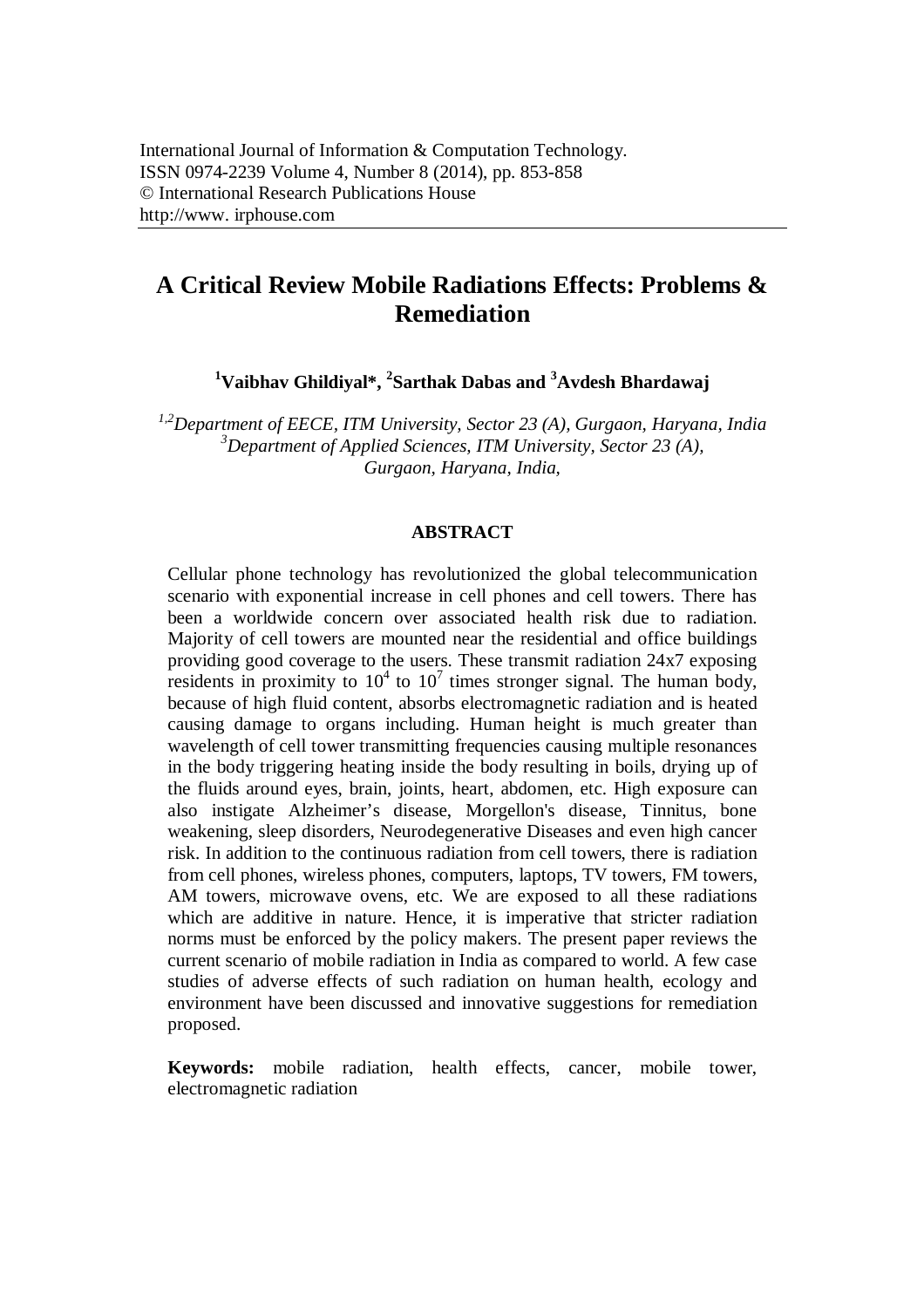International Journal of Information & Computation Technology.
ISSN 0974-2239 Volume 4, Number 8 (2014), pp. 853-858
© International Research Publications House
http://www. irphouse.com

# A Critical Review Mobile Radiations Effects: Problems & Remediation

**[1]Vaibhav Ghildiyal*, [2]Sarthak Dabas and [3]Avdesh Bhardawaj**

*[1,2]Department of EECE, ITM University, Sector 23 (A), Gurgaon, Haryana, India*
*[3]Department of Applied Sciences, ITM University, Sector 23 (A), Gurgaon, Haryana, India,*

## ABSTRACT

Cellular phone technology has revolutionized the global telecommunication scenario with exponential increase in cell phones and cell towers. There has been a worldwide concern over associated health risk due to radiation. Majority of cell towers are mounted near the residential and office buildings providing good coverage to the users. These transmit radiation 24x7 exposing residents in proximity to $10^4$ to $10^7$ times stronger signal. The human body, because of high fluid content, absorbs electromagnetic radiation and is heated causing damage to organs including. Human height is much greater than wavelength of cell tower transmitting frequencies causing multiple resonances in the body triggering heating inside the body resulting in boils, drying up of the fluids around eyes, brain, joints, heart, abdomen, etc. High exposure can also instigate Alzheimer's disease, Morgellon's disease, Tinnitus, bone weakening, sleep disorders, Neurodegenerative Diseases and even high cancer risk. In addition to the continuous radiation from cell towers, there is radiation from cell phones, wireless phones, computers, laptops, TV towers, FM towers, AM towers, microwave ovens, etc. We are exposed to all these radiations which are additive in nature. Hence, it is imperative that stricter radiation norms must be enforced by the policy makers. The present paper reviews the current scenario of mobile radiation in India as compared to world. A few case studies of adverse effects of such radiation on human health, ecology and environment have been discussed and innovative suggestions for remediation proposed.

**Keywords:** mobile radiation, health effects, cancer, mobile tower, electromagnetic radiation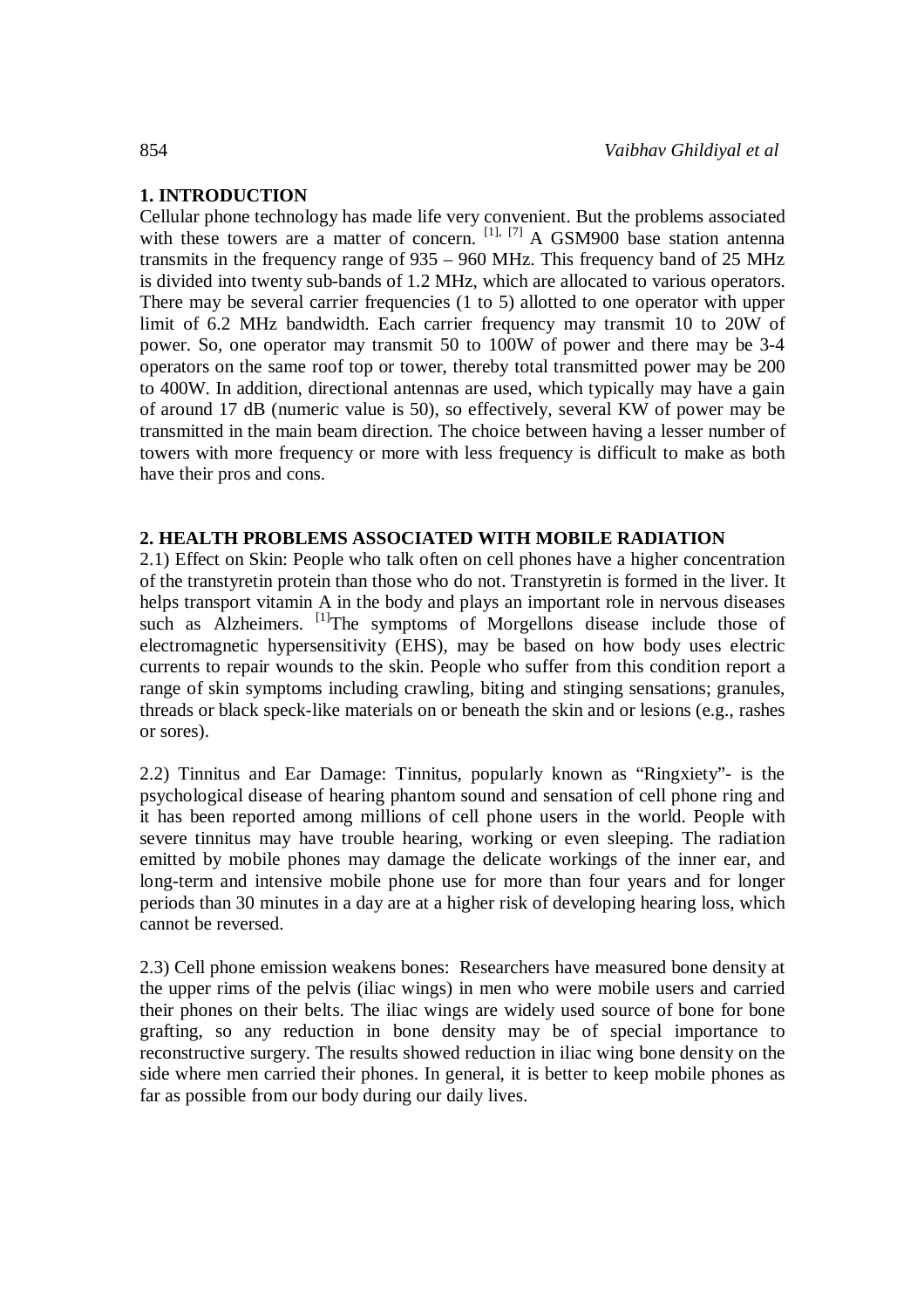## 1. INTRODUCTION

Cellular phone technology has made life very convenient. But the problems associated with these towers are a matter of concern. [1], [7] A GSM900 base station antenna transmits in the frequency range of 935 – 960 MHz. This frequency band of 25 MHz is divided into twenty sub-bands of 1.2 MHz, which are allocated to various operators. There may be several carrier frequencies (1 to 5) allotted to one operator with upper limit of 6.2 MHz bandwidth. Each carrier frequency may transmit 10 to 20W of power. So, one operator may transmit 50 to 100W of power and there may be 3-4 operators on the same roof top or tower, thereby total transmitted power may be 200 to 400W. In addition, directional antennas are used, which typically may have a gain of around 17 dB (numeric value is 50), so effectively, several KW of power may be transmitted in the main beam direction. The choice between having a lesser number of towers with more frequency or more with less frequency is difficult to make as both have their pros and cons.

## 2. HEALTH PROBLEMS ASSOCIATED WITH MOBILE RADIATION

2.1) Effect on Skin: People who talk often on cell phones have a higher concentration of the transtyretin protein than those who do not. Transtyretin is formed in the liver. It helps transport vitamin A in the body and plays an important role in nervous diseases such as Alzheimers. [1]The symptoms of Morgellons disease include those of electromagnetic hypersensitivity (EHS), may be based on how body uses electric currents to repair wounds to the skin. People who suffer from this condition report a range of skin symptoms including crawling, biting and stinging sensations; granules, threads or black speck-like materials on or beneath the skin and or lesions (e.g., rashes or sores).

2.2) Tinnitus and Ear Damage: Tinnitus, popularly known as "Ringxiety"- is the psychological disease of hearing phantom sound and sensation of cell phone ring and it has been reported among millions of cell phone users in the world. People with severe tinnitus may have trouble hearing, working or even sleeping. The radiation emitted by mobile phones may damage the delicate workings of the inner ear, and long-term and intensive mobile phone use for more than four years and for longer periods than 30 minutes in a day are at a higher risk of developing hearing loss, which cannot be reversed.

2.3) Cell phone emission weakens bones: Researchers have measured bone density at the upper rims of the pelvis (iliac wings) in men who were mobile users and carried their phones on their belts. The iliac wings are widely used source of bone for bone grafting, so any reduction in bone density may be of special importance to reconstructive surgery. The results showed reduction in iliac wing bone density on the side where men carried their phones. In general, it is better to keep mobile phones as far as possible from our body during our daily lives.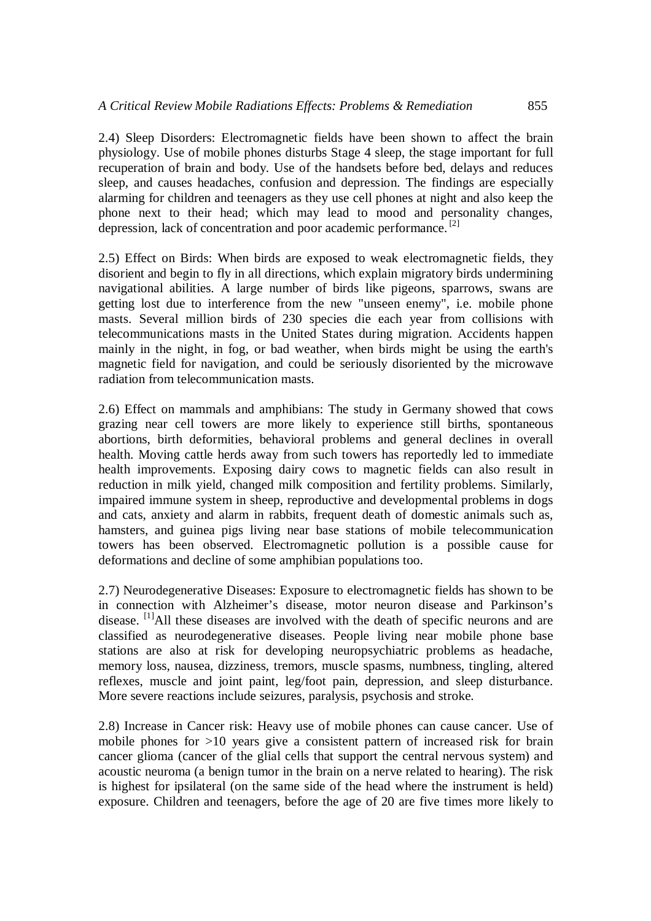2.4) Sleep Disorders: Electromagnetic fields have been shown to affect the brain physiology. Use of mobile phones disturbs Stage 4 sleep, the stage important for full recuperation of brain and body. Use of the handsets before bed, delays and reduces sleep, and causes headaches, confusion and depression. The findings are especially alarming for children and teenagers as they use cell phones at night and also keep the phone next to their head; which may lead to mood and personality changes, depression, lack of concentration and poor academic performance. [2]

2.5) Effect on Birds: When birds are exposed to weak electromagnetic fields, they disorient and begin to fly in all directions, which explain migratory birds undermining navigational abilities. A large number of birds like pigeons, sparrows, swans are getting lost due to interference from the new "unseen enemy", i.e. mobile phone masts. Several million birds of 230 species die each year from collisions with telecommunications masts in the United States during migration. Accidents happen mainly in the night, in fog, or bad weather, when birds might be using the earth's magnetic field for navigation, and could be seriously disoriented by the microwave radiation from telecommunication masts.

2.6) Effect on mammals and amphibians: The study in Germany showed that cows grazing near cell towers are more likely to experience still births, spontaneous abortions, birth deformities, behavioral problems and general declines in overall health. Moving cattle herds away from such towers has reportedly led to immediate health improvements. Exposing dairy cows to magnetic fields can also result in reduction in milk yield, changed milk composition and fertility problems. Similarly, impaired immune system in sheep, reproductive and developmental problems in dogs and cats, anxiety and alarm in rabbits, frequent death of domestic animals such as, hamsters, and guinea pigs living near base stations of mobile telecommunication towers has been observed. Electromagnetic pollution is a possible cause for deformations and decline of some amphibian populations too.

2.7) Neurodegenerative Diseases: Exposure to electromagnetic fields has shown to be in connection with Alzheimer's disease, motor neuron disease and Parkinson's disease. [1]All these diseases are involved with the death of specific neurons and are classified as neurodegenerative diseases. People living near mobile phone base stations are also at risk for developing neuropsychiatric problems as headache, memory loss, nausea, dizziness, tremors, muscle spasms, numbness, tingling, altered reflexes, muscle and joint paint, leg/foot pain, depression, and sleep disturbance. More severe reactions include seizures, paralysis, psychosis and stroke.

2.8) Increase in Cancer risk: Heavy use of mobile phones can cause cancer. Use of mobile phones for >10 years give a consistent pattern of increased risk for brain cancer glioma (cancer of the glial cells that support the central nervous system) and acoustic neuroma (a benign tumor in the brain on a nerve related to hearing). The risk is highest for ipsilateral (on the same side of the head where the instrument is held) exposure. Children and teenagers, before the age of 20 are five times more likely to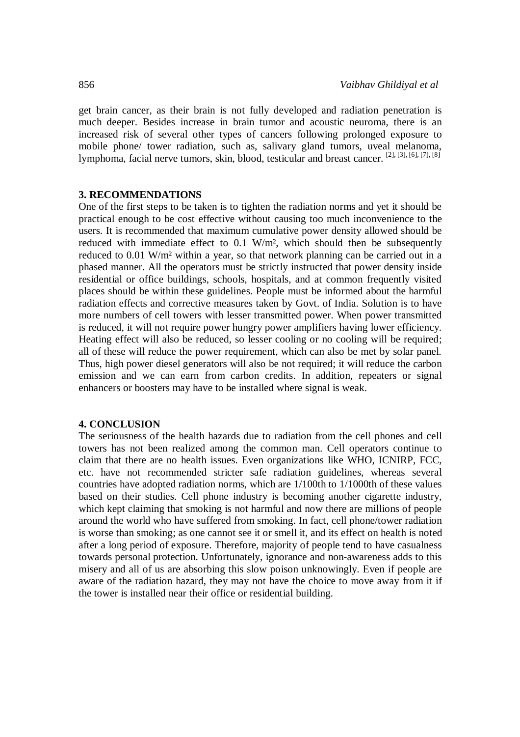get brain cancer, as their brain is not fully developed and radiation penetration is much deeper. Besides increase in brain tumor and acoustic neuroma, there is an increased risk of several other types of cancers following prolonged exposure to mobile phone/ tower radiation, such as, salivary gland tumors, uveal melanoma, lymphoma, facial nerve tumors, skin, blood, testicular and breast cancer. [2], [3], [6], [7], [8]

## 3. RECOMMENDATIONS

One of the first steps to be taken is to tighten the radiation norms and yet it should be practical enough to be cost effective without causing too much inconvenience to the users. It is recommended that maximum cumulative power density allowed should be reduced with immediate effect to 0.1 $W/m^2$, which should then be subsequently reduced to 0.01 $W/m^2$ within a year, so that network planning can be carried out in a phased manner. All the operators must be strictly instructed that power density inside residential or office buildings, schools, hospitals, and at common frequently visited places should be within these guidelines. People must be informed about the harmful radiation effects and corrective measures taken by Govt. of India. Solution is to have more numbers of cell towers with lesser transmitted power. When power transmitted is reduced, it will not require power hungry power amplifiers having lower efficiency. Heating effect will also be reduced, so lesser cooling or no cooling will be required; all of these will reduce the power requirement, which can also be met by solar panel. Thus, high power diesel generators will also be not required; it will reduce the carbon emission and we can earn from carbon credits. In addition, repeaters or signal enhancers or boosters may have to be installed where signal is weak.

## 4. CONCLUSION

The seriousness of the health hazards due to radiation from the cell phones and cell towers has not been realized among the common man. Cell operators continue to claim that there are no health issues. Even organizations like WHO, ICNIRP, FCC, etc. have not recommended stricter safe radiation guidelines, whereas several countries have adopted radiation norms, which are 1/100th to 1/1000th of these values based on their studies. Cell phone industry is becoming another cigarette industry, which kept claiming that smoking is not harmful and now there are millions of people around the world who have suffered from smoking. In fact, cell phone/tower radiation is worse than smoking; as one cannot see it or smell it, and its effect on health is noted after a long period of exposure. Therefore, majority of people tend to have casualness towards personal protection. Unfortunately, ignorance and non-awareness adds to this misery and all of us are absorbing this slow poison unknowingly. Even if people are aware of the radiation hazard, they may not have the choice to move away from it if the tower is installed near their office or residential building.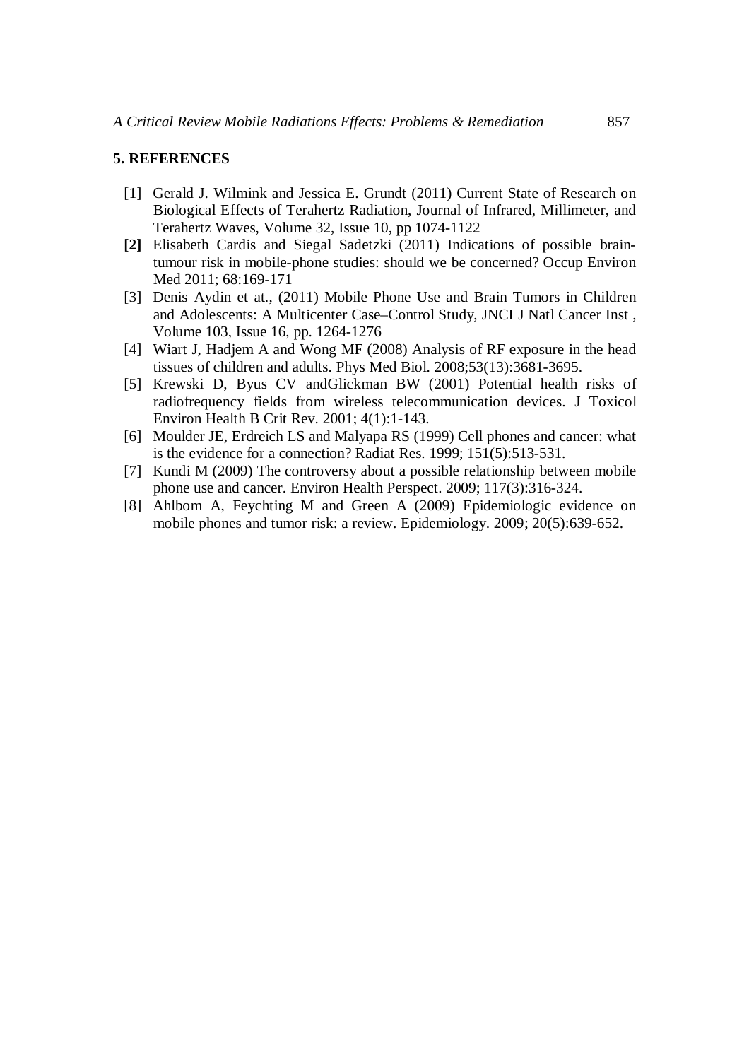## 5. REFERENCES

[1] Gerald J. Wilmink and Jessica E. Grundt (2011) Current State of Research on Biological Effects of Terahertz Radiation, Journal of Infrared, Millimeter, and Terahertz Waves, Volume 32, Issue 10, pp 1074-1122

**[2]** Elisabeth Cardis and Siegal Sadetzki (2011) Indications of possible brain-tumour risk in mobile-phone studies: should we be concerned? Occup Environ Med 2011; 68:169-171

[3] Denis Aydin et at., (2011) Mobile Phone Use and Brain Tumors in Children and Adolescents: A Multicenter Case–Control Study, JNCI J Natl Cancer Inst , Volume 103, Issue 16, pp. 1264-1276

[4] Wiart J, Hadjem A and Wong MF (2008) Analysis of RF exposure in the head tissues of children and adults. Phys Med Biol. 2008;53(13):3681-3695.

[5] Krewski D, Byus CV andGlickman BW (2001) Potential health risks of radiofrequency fields from wireless telecommunication devices. J Toxicol Environ Health B Crit Rev. 2001; 4(1):1-143.

[6] Moulder JE, Erdreich LS and Malyapa RS (1999) Cell phones and cancer: what is the evidence for a connection? Radiat Res. 1999; 151(5):513-531.

[7] Kundi M (2009) The controversy about a possible relationship between mobile phone use and cancer. Environ Health Perspect. 2009; 117(3):316-324.

[8] Ahlbom A, Feychting M and Green A (2009) Epidemiologic evidence on mobile phones and tumor risk: a review. Epidemiology. 2009; 20(5):639-652.